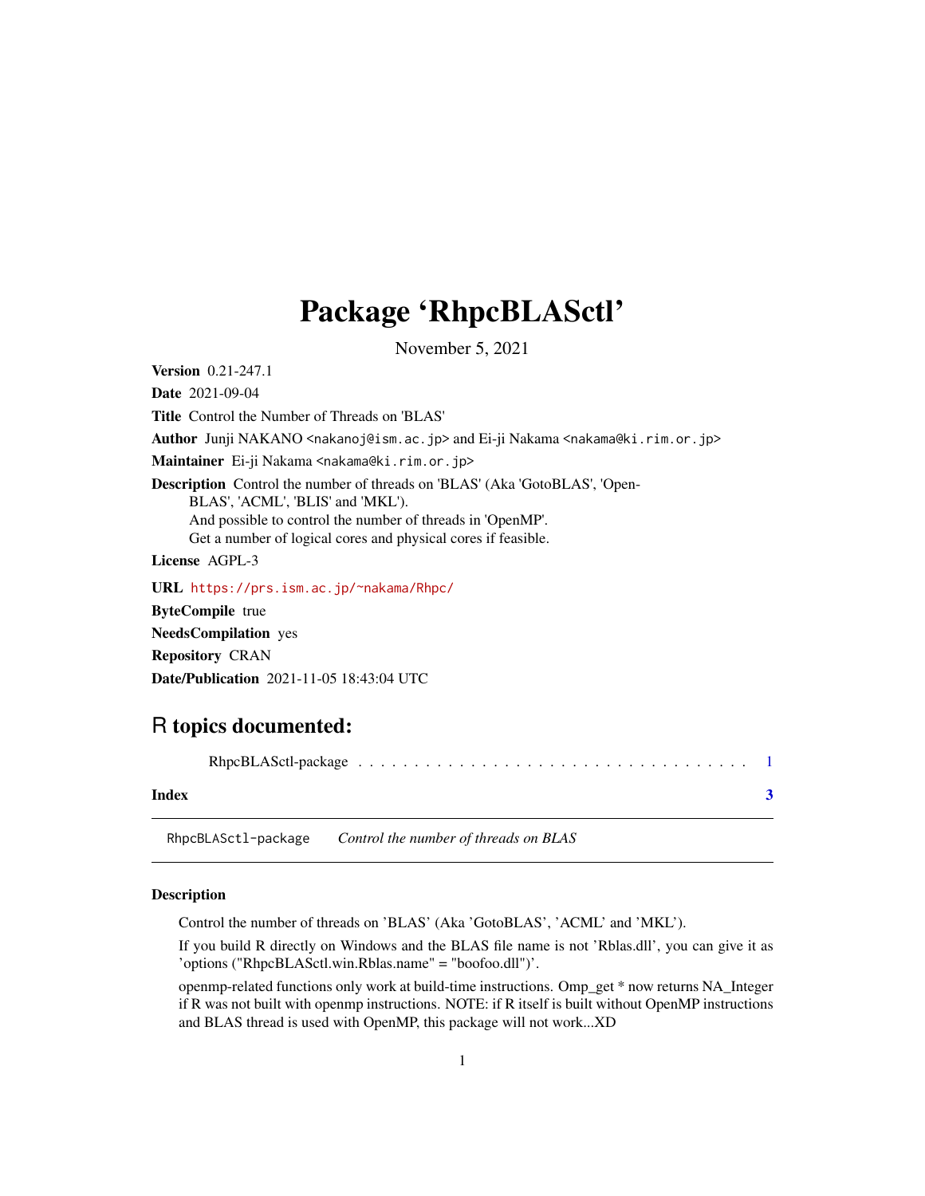# Package 'RhpcBLASctl'

November 5, 2021

**Version** 0.21-247.1

**Date** 2021-09-04

**Title** Control the Number of Threads on 'BLAS'

**Author** Junji NAKANO <nakanoj@ism.ac.jp> and Ei-ji Nakama <nakama@ki.rim.or.jp>

**Maintainer** Ei-ji Nakama <nakama@ki.rim.or.jp>

**Description** Control the number of threads on 'BLAS' (Aka 'GotoBLAS', 'OpenBLAS', 'ACML', 'BLIS' and 'MKL').
And possible to control the number of threads in 'OpenMP'.
Get a number of logical cores and physical cores if feasible.

**License** AGPL-3

**URL** https://prs.ism.ac.jp/~nakama/Rhpc/

**ByteCompile** true

**NeedsCompilation** yes

**Repository** CRAN

**Date/Publication** 2021-11-05 18:43:04 UTC

## R topics documented:

RhpcBLASctl-package . . . . . . . . . . . . . . . . . . . . . . . . . . . . . . . . . . 1

**Index** **3**

---

RhpcBLASctl-package    *Control the number of threads on BLAS*

---

### Description

Control the number of threads on 'BLAS' (Aka 'GotoBLAS', 'ACML' and 'MKL').

If you build R directly on Windows and the BLAS file name is not 'Rblas.dll', you can give it as 'options ("RhpcBLASctl.win.Rblas.name" = "boofoo.dll")'.

openmp-related functions only work at build-time instructions. Omp_get * now returns NA_Integer if R was not built with openmp instructions. NOTE: if R itself is built without OpenMP instructions and BLAS thread is used with OpenMP, this package will not work...XD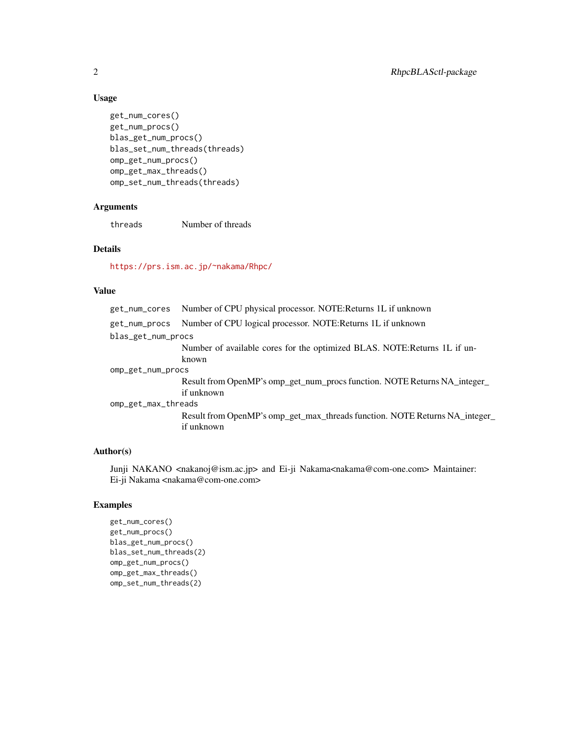### Usage

```
get_num_cores()
get_num_procs()
blas_get_num_procs()
blas_set_num_threads(threads)
omp_get_num_procs()
omp_get_max_threads()
omp_set_num_threads(threads)
```

### Arguments

| | |
|---|---|
| `threads` | Number of threads |

### Details

https://prs.ism.ac.jp/~nakama/Rhpc/

### Value

| | |
|---|---|
| `get_num_cores` | Number of CPU physical processor. NOTE:Returns 1L if unknown |
| `get_num_procs` | Number of CPU logical processor. NOTE:Returns 1L if unknown |
| `blas_get_num_procs` | Number of available cores for the optimized BLAS. NOTE:Returns 1L if unknown |
| `omp_get_num_procs` | Result from OpenMP's omp_get_num_procs function. NOTE Returns NA_integer_ if unknown |
| `omp_get_max_threads` | Result from OpenMP's omp_get_max_threads function. NOTE Returns NA_integer_ if unknown |

### Author(s)

Junji NAKANO <nakanoj@ism.ac.jp> and Ei-ji Nakama<nakama@com-one.com> Maintainer: Ei-ji Nakama <nakama@com-one.com>

### Examples

```
get_num_cores()
get_num_procs()
blas_get_num_procs()
blas_set_num_threads(2)
omp_get_num_procs()
omp_get_max_threads()
omp_set_num_threads(2)
```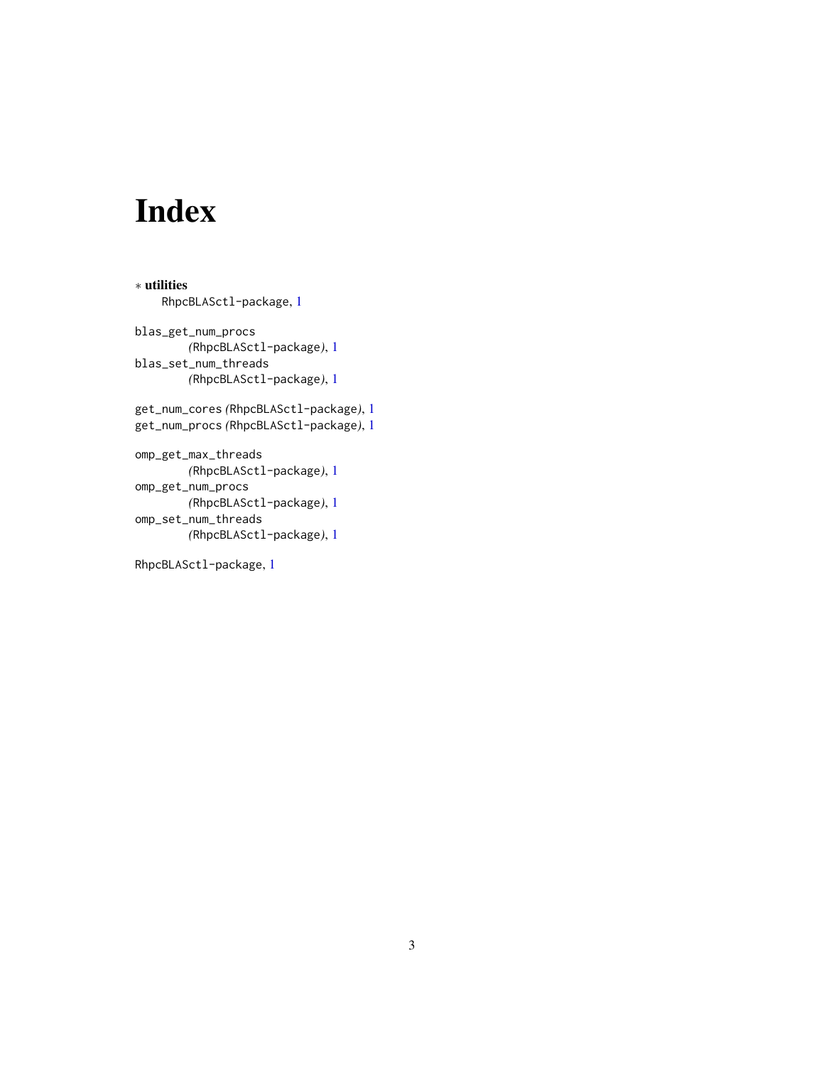# Index

∗ **utilities**
  RhpcBLASctl-package, 1

blas_get_num_procs
  (RhpcBLASctl-package), 1
blas_set_num_threads
  (RhpcBLASctl-package), 1

get_num_cores (RhpcBLASctl-package), 1
get_num_procs (RhpcBLASctl-package), 1

omp_get_max_threads
  (RhpcBLASctl-package), 1
omp_get_num_procs
  (RhpcBLASctl-package), 1
omp_set_num_threads
  (RhpcBLASctl-package), 1

RhpcBLASctl-package, 1